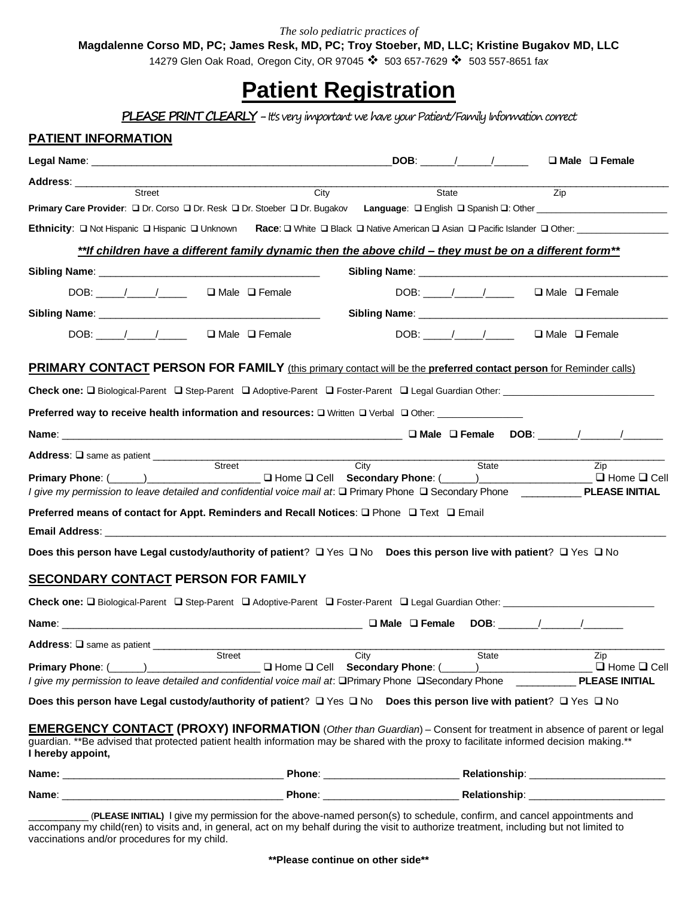*The solo pediatric practices of*

**Magdalenne Corso MD, PC; James Resk, MD, PC; Troy Stoeber, MD, LLC; Kristine Bugakov MD, LLC**

14279 Glen Oak Road, Oregon City, OR 97045 ❖ 503 657-7629 ❖ 503 557-8651 f*ax*

# Patient Registration

**PLEASE PRINT CLEARLY** – It's very important we have your Patient/Family Information correct

## PATIENT INFORMATION

**Legal Name**: _______________________________________________________**DOB**: ______/______/______ ❑ **Male** ❑ **Female**

**Address**: ______________________________________________________________________________________________
Street City State Zip

**Primary Care Provider**: ❑ Dr. Corso ❑ Dr. Resk ❑ Dr. Stoeber ❑ Dr. Bugakov **Language**: ❑ English ❑ Spanish ❑: Other ________________________

**Ethnicity**: ❑ Not Hispanic ❑ Hispanic ❑ Unknown **Race**: ❑ White ❑ Black ❑ Native American ❑ Asian ❑ Pacific Islander ❑ Other: __________________

***\*\*If children have a different family dynamic then the above child – they must be on a different form\*\****

**Sibling Name**: ________________________________________ **Sibling Name**: ______________________________________________

DOB: _____/_____/_____ ❑ Male ❑ Female DOB: _____/_____/_____ ❑ Male ❑ Female

**Sibling Name**: ________________________________________ **Sibling Name**: ______________________________________________

DOB: _____/_____/_____ ❑ Male ❑ Female DOB: _____/_____/_____ ❑ Male ❑ Female

## PRIMARY CONTACT PERSON FOR FAMILY (this primary contact will be the **preferred contact person** for Reminder calls)

**Check one:** ❑ Biological-Parent ❑ Step-Parent ❑ Adoptive-Parent ❑ Foster-Parent ❑ Legal Guardian Other: ____________________________

**Preferred way to receive health information and resources:** ❑ Written ❑ Verbal ❑ Other: ________________

**Name**: _______________________________________________________________ ❑ **Male** ❑ **Female** **DOB**: _______/_______/_______

**Address**: ❑ same as patient ______________________________________________________________________________________
Street City State Zip

**Primary Phone**: (______)____________________ ❑ Home ❑ Cell **Secondary Phone**: (______)____________________ ❑ Home ❑ Cell

*I give my permission to leave detailed and confidential voice mail at*: ❑ Primary Phone ❑ Secondary Phone __________ **PLEASE INITIAL**

**Preferred means of contact for Appt. Reminders and Recall Notices**: ❑ Phone ❑ Text ❑ Email

**Email Address**: ________________________________________________________________________________________________

**Does this person have Legal custody/authority of patient**? ❑ Yes ❑ No **Does this person live with patient**? ❑ Yes ❑ No

## SECONDARY CONTACT PERSON FOR FAMILY

**Check one:** ❑ Biological-Parent ❑ Step-Parent ❑ Adoptive-Parent ❑ Foster-Parent ❑ Legal Guardian Other: ____________________________

**Name**: _______________________________________________________ ❑ **Male** ❑ **Female** **DOB**: _______/_______/_______

**Address**: ❑ same as patient ______________________________________________________________________________________
Street City State Zip

**Primary Phone**: (______)____________________ ❑ Home ❑ Cell **Secondary Phone**: (______)____________________ ❑ Home ❑ Cell

*I give my permission to leave detailed and confidential voice mail at*: ❑Primary Phone ❑Secondary Phone __________ **PLEASE INITIAL**

**Does this person have Legal custody/authority of patient**? ❑ Yes ❑ No **Does this person live with patient**? ❑ Yes ❑ No

## EMERGENCY CONTACT (PROXY) INFORMATION (*Other than Guardian*) – Consent for treatment in absence of parent or legal guardian. \*\*Be advised that protected patient health information may be shared with the proxy to facilitate informed decision making.\*\*

**I hereby appoint,**

**Name:** _____________________________________ **Phone**: _______________________ **Relationship**: ________________________

**Name**: _____________________________________ **Phone**: _______________________ **Relationship**: ________________________

__________ (**PLEASE INITIAL)** I give my permission for the above-named person(s) to schedule, confirm, and cancel appointments and accompany my child(ren) to visits and, in general, act on my behalf during the visit to authorize treatment, including but not limited to vaccinations and/or procedures for my child.

**\*\*Please continue on other side\*\***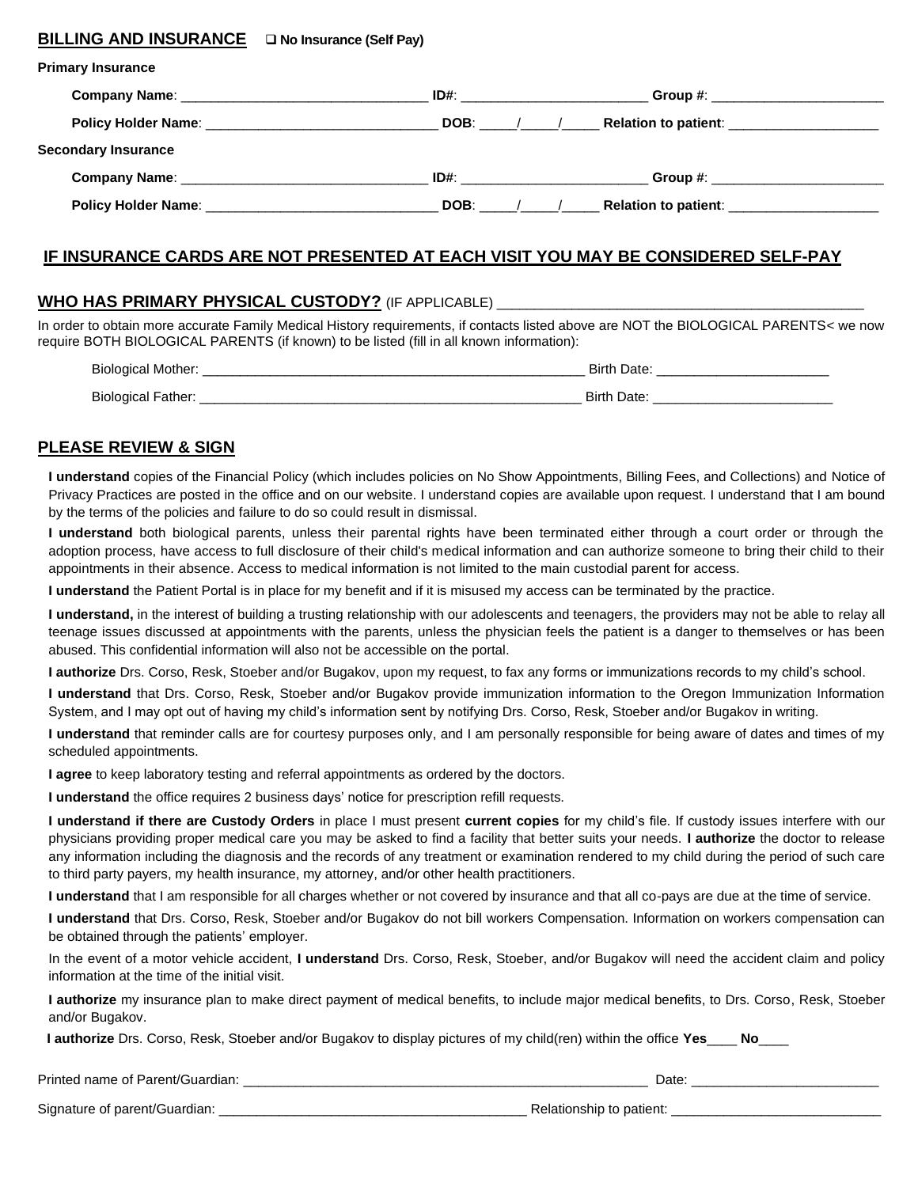## BILLING AND INSURANCE ❑ No Insurance (Self Pay)

**Primary Insurance**

**Company Name**: ________________________________ **ID#**: ________________________ **Group #**: _______________________

**Policy Holder Name**: ______________________________ **DOB**: _____/_____/_____ **Relation to patient**: ___________________

**Secondary Insurance**

**Company Name**: ________________________________ **ID#**: ________________________ **Group #**: _______________________

**Policy Holder Name**: ______________________________ **DOB**: _____/_____/_____ **Relation to patient**: ___________________

## IF INSURANCE CARDS ARE NOT PRESENTED AT EACH VISIT YOU MAY BE CONSIDERED SELF-PAY

**WHO HAS PRIMARY PHYSICAL CUSTODY?** (IF APPLICABLE) ______________________________________________

In order to obtain more accurate Family Medical History requirements, if contacts listed above are NOT the BIOLOGICAL PARENTS< we now require BOTH BIOLOGICAL PARENTS (if known) to be listed (fill in all known information):

Biological Mother: ___________________________________________________ Birth Date: _______________________

Biological Father: ____________________________________________________ Birth Date: ________________________

## PLEASE REVIEW & SIGN

**I understand** copies of the Financial Policy (which includes policies on No Show Appointments, Billing Fees, and Collections) and Notice of Privacy Practices are posted in the office and on our website. I understand copies are available upon request. I understand that I am bound by the terms of the policies and failure to do so could result in dismissal.

**I understand** both biological parents, unless their parental rights have been terminated either through a court order or through the adoption process, have access to full disclosure of their child's medical information and can authorize someone to bring their child to their appointments in their absence. Access to medical information is not limited to the main custodial parent for access.

**I understand** the Patient Portal is in place for my benefit and if it is misused my access can be terminated by the practice.

**I understand,** in the interest of building a trusting relationship with our adolescents and teenagers, the providers may not be able to relay all teenage issues discussed at appointments with the parents, unless the physician feels the patient is a danger to themselves or has been abused. This confidential information will also not be accessible on the portal.

**I authorize** Drs. Corso, Resk, Stoeber and/or Bugakov, upon my request, to fax any forms or immunizations records to my child's school.

**I understand** that Drs. Corso, Resk, Stoeber and/or Bugakov provide immunization information to the Oregon Immunization Information System, and I may opt out of having my child's information sent by notifying Drs. Corso, Resk, Stoeber and/or Bugakov in writing.

**I understand** that reminder calls are for courtesy purposes only, and I am personally responsible for being aware of dates and times of my scheduled appointments.

**I agree** to keep laboratory testing and referral appointments as ordered by the doctors.

**I understand** the office requires 2 business days' notice for prescription refill requests.

**I understand if there are Custody Orders** in place I must present **current copies** for my child's file. If custody issues interfere with our physicians providing proper medical care you may be asked to find a facility that better suits your needs. **I authorize** the doctor to release any information including the diagnosis and the records of any treatment or examination rendered to my child during the period of such care to third party payers, my health insurance, my attorney, and/or other health practitioners.

**I understand** that I am responsible for all charges whether or not covered by insurance and that all co-pays are due at the time of service.

**I understand** that Drs. Corso, Resk, Stoeber and/or Bugakov do not bill workers Compensation. Information on workers compensation can be obtained through the patients' employer.

In the event of a motor vehicle accident, **I understand** Drs. Corso, Resk, Stoeber, and/or Bugakov will need the accident claim and policy information at the time of the initial visit.

**I authorize** my insurance plan to make direct payment of medical benefits, to include major medical benefits, to Drs. Corso, Resk, Stoeber and/or Bugakov.

**I authorize** Drs. Corso, Resk, Stoeber and/or Bugakov to display pictures of my child(ren) within the office **Yes**____ **No**____

Printed name of Parent/Guardian: ________________________________________________________ Date: _________________________

Signature of parent/Guardian: _________________________________________ Relationship to patient: ____________________________